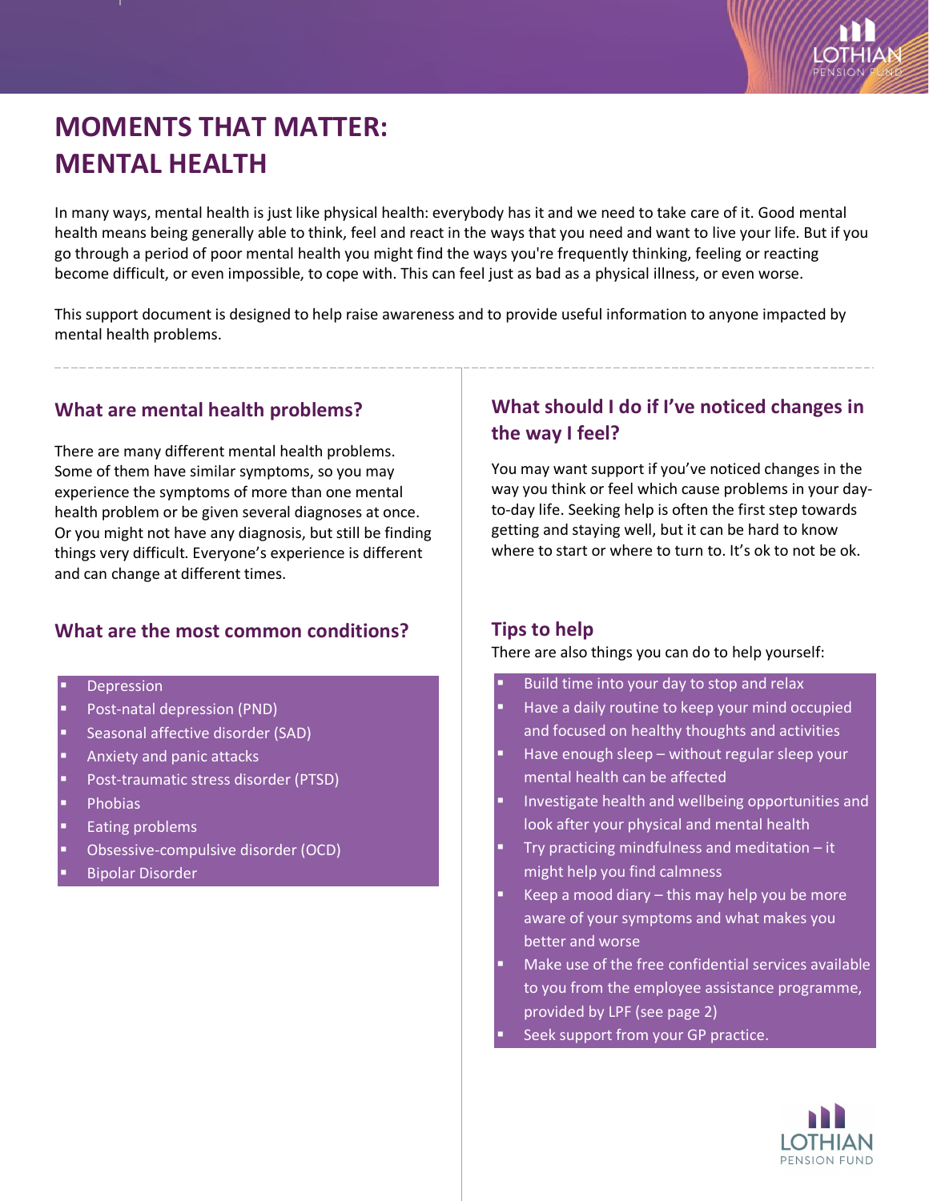# MOMENTS THAT MATTER: MENTAL HEALTH

In many ways, mental health is just like physical health: everybody has it and we need to take care of it. Good mental health means being generally able to think, feel and react in the ways that you need and want to live your life. But if you go through a period of poor mental health you might find the ways you're frequently thinking, feeling or reacting become difficult, or even impossible, to cope with. This can feel just as bad as a physical illness, or even worse.

This support document is designed to help raise awareness and to provide useful information to anyone impacted by mental health problems.

## What are mental health problems?

There are many different mental health problems. Some of them have similar symptoms, so you may experience the symptoms of more than one mental health problem or be given several diagnoses at once. Or you might not have any diagnosis, but still be finding things very difficult. Everyone's experience is different and can change at different times.

## What are the most common conditions?

- Depression
- Post-natal depression (PND)
- Seasonal affective disorder (SAD)
- Anxiety and panic attacks
- Post-traumatic stress disorder (PTSD)
- Phobias
- Eating problems
- Obsessive-compulsive disorder (OCD)
- Bipolar Disorder

## What should I do if I've noticed changes in the way I feel?

You may want support if you've noticed changes in the way you think or feel which cause problems in your day-to-day life. Seeking help is often the first step towards getting and staying well, but it can be hard to know where to start or where to turn to. It's ok to not be ok.

## Tips to help

There are also things you can do to help yourself:

- Build time into your day to stop and relax
- Have a daily routine to keep your mind occupied and focused on healthy thoughts and activities
- Have enough sleep – without regular sleep your mental health can be affected
- Investigate health and wellbeing opportunities and look after your physical and mental health
- Try practicing mindfulness and meditation – it might help you find calmness
- Keep a mood diary – this may help you be more aware of your symptoms and what makes you better and worse
- Make use of the free confidential services available to you from the employee assistance programme, provided by LPF (see page 2)
- Seek support from your GP practice.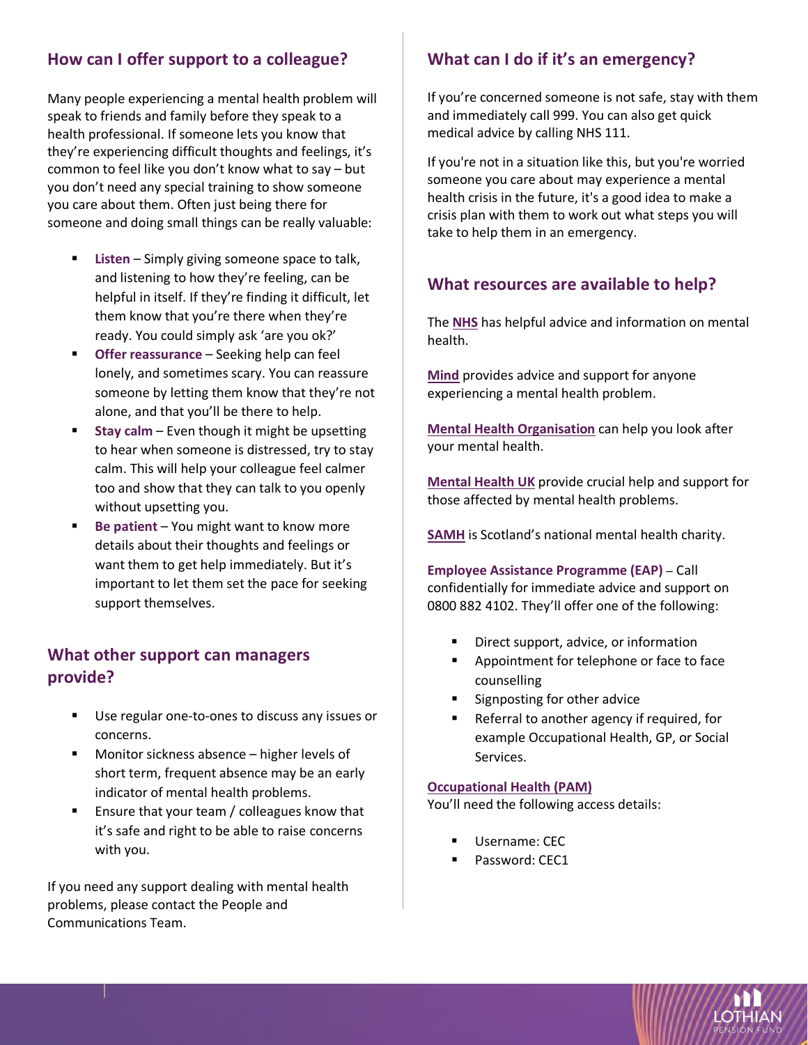## How can I offer support to a colleague?

Many people experiencing a mental health problem will speak to friends and family before they speak to a health professional. If someone lets you know that they're experiencing difficult thoughts and feelings, it's common to feel like you don't know what to say – but you don't need any special training to show someone you care about them. Often just being there for someone and doing small things can be really valuable:

- **Listen** – Simply giving someone space to talk, and listening to how they're feeling, can be helpful in itself. If they're finding it difficult, let them know that you're there when they're ready. You could simply ask 'are you ok?'
- **Offer reassurance** – Seeking help can feel lonely, and sometimes scary. You can reassure someone by letting them know that they're not alone, and that you'll be there to help.
- **Stay calm** – Even though it might be upsetting to hear when someone is distressed, try to stay calm. This will help your colleague feel calmer too and show that they can talk to you openly without upsetting you.
- **Be patient** – You might want to know more details about their thoughts and feelings or want them to get help immediately. But it's important to let them set the pace for seeking support themselves.

## What other support can managers provide?

- Use regular one-to-ones to discuss any issues or concerns.
- Monitor sickness absence – higher levels of short term, frequent absence may be an early indicator of mental health problems.
- Ensure that your team / colleagues know that it's safe and right to be able to raise concerns with you.

If you need any support dealing with mental health problems, please contact the People and Communications Team.

## What can I do if it's an emergency?

If you're concerned someone is not safe, stay with them and immediately call 999. You can also get quick medical advice by calling NHS 111.

If you're not in a situation like this, but you're worried someone you care about may experience a mental health crisis in the future, it's a good idea to make a crisis plan with them to work out what steps you will take to help them in an emergency.

## What resources are available to help?

The **NHS** has helpful advice and information on mental health.

**Mind** provides advice and support for anyone experiencing a mental health problem.

**Mental Health Organisation** can help you look after your mental health.

**Mental Health UK** provide crucial help and support for those affected by mental health problems.

**SAMH** is Scotland's national mental health charity.

**Employee Assistance Programme (EAP)** – Call confidentially for immediate advice and support on 0800 882 4102. They'll offer one of the following:

- Direct support, advice, or information
- Appointment for telephone or face to face counselling
- Signposting for other advice
- Referral to another agency if required, for example Occupational Health, GP, or Social Services.

**Occupational Health (PAM)**
You'll need the following access details:

- Username: CEC
- Password: CEC1